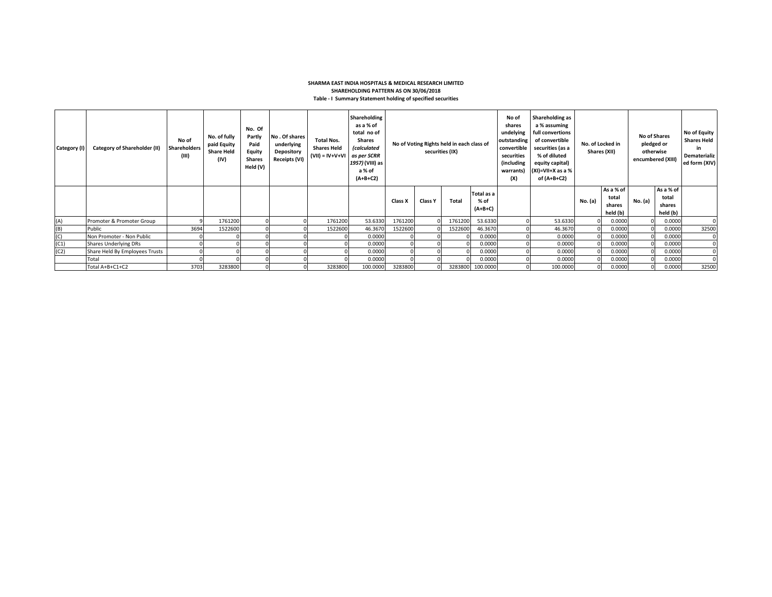**SHARMA EAST INDIA HOSPITALS & MEDICAL RESEARCH LIMITED**

**SHAREHOLDING PATTERN AS ON 30/06/2018**

**Table - I Summary Statement holding of specified securities**

| Category (I) | Category of Shareholder (II) | No of Shareholders (III) | No. of fully paid Equity Share Held (IV) | No. Of Partly Paid Equity Shares Held (V) | No . Of shares underlying Depository Receipts (VI) | Total Nos. Shares Held (VII) = IV+V+VI | Shareholding as a % of total no of Shares *(calculated as per SCRR 1957)* (VIII) as a % of (A+B+C2) | No of Voting Rights held in each class of securities (IX) | | | | No of shares undelying outstanding convertible securities (including warrants) (X) | Shareholding as a % assuming full convertions of convertible securities (as a % of diluted equity capital) (XI)=VII+X as a % of (A+B+C2) | No. of Locked in Shares (XII) | | No of Shares pledged or otherwise encumbered (XIII) | | No of Equity Shares Held in Dematerialized form (XIV) |
|---|---|---|---|---|---|---|---|---|---|---|---|---|---|---|---|---|---|---|
| | | | | | | | | Class X | Class Y | Total | Total as a % of (A+B+C) | | | No. (a) | As a % of total shares held (b) | No. (a) | As a % of total shares held (b) | |
| (A) | Promoter & Promoter Group | 9 | 1761200 | 0 | 0 | 1761200 | 53.6330 | 1761200 | 0 | 1761200 | 53.6330 | 0 | 53.6330 | 0 | 0.0000 | 0 | 0.0000 | 0 |
| (B) | Public | 3694 | 1522600 | 0 | 0 | 1522600 | 46.3670 | 1522600 | 0 | 1522600 | 46.3670 | 0 | 46.3670 | 0 | 0.0000 | 0 | 0.0000 | 32500 |
| (C) | Non Promoter - Non Public | 0 | 0 | 0 | 0 | 0 | 0.0000 | 0 | 0 | 0 | 0.0000 | 0 | 0.0000 | 0 | 0.0000 | 0 | 0.0000 | 0 |
| (C1) | Shares Underlying DRs | 0 | 0 | 0 | 0 | 0 | 0.0000 | 0 | 0 | 0 | 0.0000 | 0 | 0.0000 | 0 | 0.0000 | 0 | 0.0000 | 0 |
| (C2) | Share Held By Employees Trusts | 0 | 0 | 0 | 0 | 0 | 0.0000 | 0 | 0 | 0 | 0.0000 | 0 | 0.0000 | 0 | 0.0000 | 0 | 0.0000 | 0 |
| | Total | 0 | 0 | 0 | 0 | 0 | 0.0000 | 0 | 0 | 0 | 0.0000 | 0 | 0.0000 | 0 | 0.0000 | 0 | 0.0000 | 0 |
| | Total A+B+C1+C2 | 3703 | 3283800 | 0 | 0 | 3283800 | 100.0000 | 3283800 | 0 | 3283800 | 100.0000 | 0 | 100.0000 | 0 | 0.0000 | 0 | 0.0000 | 32500 |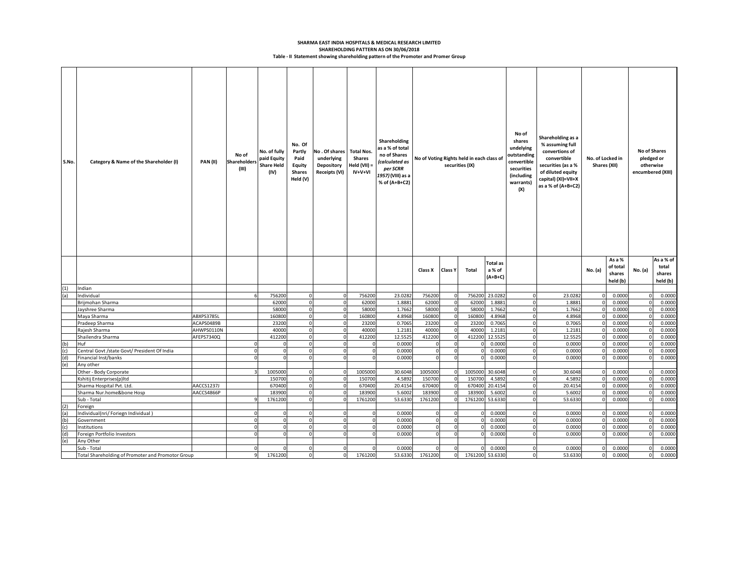**SHARMA EAST INDIA HOSPITALS & MEDICAL RESEARCH LIMITED**

**SHAREHOLDING PATTERN AS ON 30/06/2018**

**Table - II Statement showing shareholding pattern of the Promoter and Promer Group**

| S.No. | Category & Name of the Shareholder (I) | PAN (II) | No of Shareholders (III) | No. of fully paid Equity Share Held (IV) | No. Of Partly Paid Equity Shares Held (V) | No . Of shares underlying Depository Receipts (VI) | Total Nos. Shares Held (VII) = IV+V+VI | Shareholding as a % of total no of Shares (calculated as per SCRR 1957) (VIII) as a % of (A+B+C2) | No of Voting Rights held in each class of securities (IX) | | | | No of shares undelying outstanding convertible securities (including warrants) (X) | Shareholding as a % assuming full convertions of convertible securities (as a % of diluted equity capital) (XI)=VII+X as a % of (A+B+C2) | No. of Locked in Shares (XII) | | No of Shares pledged or otherwise encumbered (XIII) | |
|---|---|---|---|---|---|---|---|---|---|---|---|---|---|---|---|---|---|---|
| | | | | | | | | | Class X | Class Y | Total | Total as a % of (A+B+C) | | | No. (a) | As a % of total shares held (b) | No. (a) | As a % of total shares held (b) |
| (1) | Indian | | | | | | | | | | | | | | | | | |
| (a) | Individual | | 6 | 756200 | 0 | 0 | 756200 | 23.0282 | 756200 | 0 | 756200 | 23.0282 | 0 | 23.0282 | 0 | 0.0000 | 0 | 0.0000 |
| | Brijmohan Sharma | | | 62000 | 0 | 0 | 62000 | 1.8881 | 62000 | 0 | 62000 | 1.8881 | 0 | 1.8881 | 0 | 0.0000 | 0 | 0.0000 |
| | Jayshree Sharma | | | 58000 | 0 | 0 | 58000 | 1.7662 | 58000 | 0 | 58000 | 1.7662 | 0 | 1.7662 | 0 | 0.0000 | 0 | 0.0000 |
| | Maya Sharma | ABXPS3785L | | 160800 | 0 | 0 | 160800 | 4.8968 | 160800 | 0 | 160800 | 4.8968 | 0 | 4.8968 | 0 | 0.0000 | 0 | 0.0000 |
| | Pradeep Sharma | ACAPS0489B | | 23200 | 0 | 0 | 23200 | 0.7065 | 23200 | 0 | 23200 | 0.7065 | 0 | 0.7065 | 0 | 0.0000 | 0 | 0.0000 |
| | Rajesh Sharma | AHWPS0110N | | 40000 | 0 | 0 | 40000 | 1.2181 | 40000 | 0 | 40000 | 1.2181 | 0 | 1.2181 | 0 | 0.0000 | 0 | 0.0000 |
| | Shailendra Sharma | AFEPS7340Q | | 412200 | 0 | 0 | 412200 | 12.5525 | 412200 | 0 | 412200 | 12.5525 | 0 | 12.5525 | 0 | 0.0000 | 0 | 0.0000 |
| (b) | Huf | | 0 | 0 | 0 | 0 | 0 | 0.0000 | 0 | 0 | 0 | 0.0000 | 0 | 0.0000 | 0 | 0.0000 | 0 | 0.0000 |
| (c) | Central Govt /state Govt/ President Of India | | 0 | 0 | 0 | 0 | 0 | 0.0000 | 0 | 0 | 0 | 0.0000 | 0 | 0.0000 | 0 | 0.0000 | 0 | 0.0000 |
| (d) | Financial Inst/banks | | 0 | 0 | 0 | 0 | 0 | 0.0000 | 0 | 0 | 0 | 0.0000 | 0 | 0.0000 | 0 | 0.0000 | 0 | 0.0000 |
| (e) | Any other | | | | | | | | | | | | | | | | | |
| | Other - Body Corporate | | 3 | 1005000 | 0 | 0 | 1005000 | 30.6048 | 1005000 | 0 | 1005000 | 30.6048 | 0 | 30.6048 | 0 | 0.0000 | 0 | 0.0000 |
| | Kshitij Enterprises(p)ltd | | | 150700 | 0 | 0 | 150700 | 4.5892 | 150700 | 0 | 150700 | 4.5892 | 0 | 4.5892 | 0 | 0.0000 | 0 | 0.0000 |
| | Sharma Hospital Pvt. Ltd. | AACCS1237J | | 670400 | 0 | 0 | 670400 | 20.4154 | 670400 | 0 | 670400 | 20.4154 | 0 | 20.4154 | 0 | 0.0000 | 0 | 0.0000 |
| | Sharma Nur.home&bone Hosp | AACCS4866P | | 183900 | 0 | 0 | 183900 | 5.6002 | 183900 | 0 | 183900 | 5.6002 | 0 | 5.6002 | 0 | 0.0000 | 0 | 0.0000 |
| | Sub - Total | | 9 | 1761200 | 0 | 0 | 1761200 | 53.6330 | 1761200 | 0 | 1761200 | 53.6330 | 0 | 53.6330 | 0 | 0.0000 | 0 | 0.0000 |
| (2) | Foreign | | | | | | | | | | | | | | | | | |
| (a) | Individual(nri/ Foriegn Individual ) | | 0 | 0 | 0 | 0 | 0 | 0.0000 | 0 | 0 | 0 | 0.0000 | 0 | 0.0000 | 0 | 0.0000 | 0 | 0.0000 |
| (b) | Government | | 0 | 0 | 0 | 0 | 0 | 0.0000 | 0 | 0 | 0 | 0.0000 | 0 | 0.0000 | 0 | 0.0000 | 0 | 0.0000 |
| (c) | Institutions | | 0 | 0 | 0 | 0 | 0 | 0.0000 | 0 | 0 | 0 | 0.0000 | 0 | 0.0000 | 0 | 0.0000 | 0 | 0.0000 |
| (d) | Foreign Portfolio Investors | | 0 | 0 | 0 | 0 | 0 | 0.0000 | 0 | 0 | 0 | 0.0000 | 0 | 0.0000 | 0 | 0.0000 | 0 | 0.0000 |
| (e) | Any Other | | | | | | | | | | | | | | | | | |
| | Sub - Total | | 0 | 0 | 0 | 0 | 0 | 0.0000 | 0 | 0 | 0 | 0.0000 | 0 | 0.0000 | 0 | 0.0000 | 0 | 0.0000 |
| | Total Shareholding of Promoter and Promotor Group | | 9 | 1761200 | 0 | 0 | 1761200 | 53.6330 | 1761200 | 0 | 1761200 | 53.6330 | 0 | 53.6330 | 0 | 0.0000 | 0 | 0.0000 |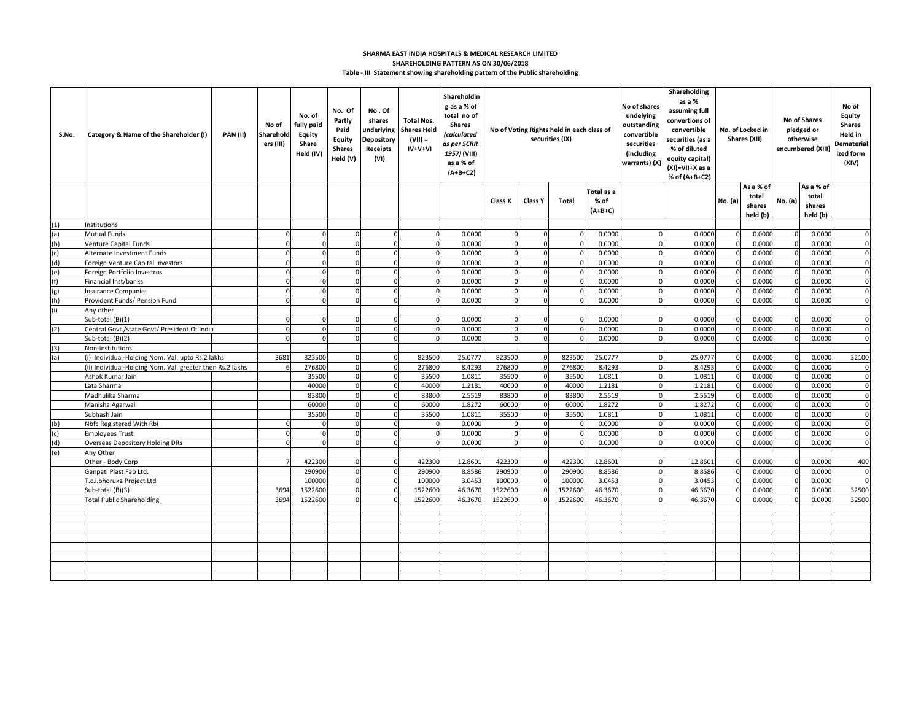**SHARMA EAST INDIA HOSPITALS & MEDICAL RESEARCH LIMITED**

**SHAREHOLDING PATTERN AS ON 30/06/2018**

**Table - III Statement showing shareholding pattern of the Public shareholding**

| S.No. | Category & Name of the Shareholder (I) | PAN (II) | No of Shareholders (III) | No. of fully paid Equity Share Held (IV) | No. Of Partly Paid Equity Shares Held (V) | No . Of shares underlying Depository Receipts (VI) | Total Nos. Shares Held (VII) = IV+V+VI | Shareholding as a % of total no of Shares (calculated as per SCRR 1957) (VIII) as a % of (A+B+C2) | No of Voting Rights held in each class of securities (IX) | | | | No of shares undelying outstanding convertible securities (including warrants) (X) | Shareholding as a % assuming full convertions of convertible securities (as a % of diluted equity capital) (XI)=VII+X as a % of (A+B+C2) | No. of Locked in Shares (XII) | | No of Shares pledged or otherwise encumbered (XIII) | | No of Equity Shares Held in Dematerialized form (XIV) |
|---|---|---|---|---|---|---|---|---|---|---|---|---|---|---|---|---|---|---|---|
| | | | | | | | | | Class X | Class Y | Total | Total as a % of (A+B+C) | | | No. (a) | As a % of total shares held (b) | No. (a) | As a % of total shares held (b) | |
| (1) | Institutions | | | | | | | | | | | | | | | | | | |
| (a) | Mutual Funds | | 0 | 0 | 0 | 0 | 0 | 0.0000 | 0 | 0 | 0 | 0.0000 | 0 | 0.0000 | 0 | 0.0000 | 0 | 0.0000 | 0 |
| (b) | Venture Capital Funds | | 0 | 0 | 0 | 0 | 0 | 0.0000 | 0 | 0 | 0 | 0.0000 | 0 | 0.0000 | 0 | 0.0000 | 0 | 0.0000 | 0 |
| (c) | Alternate Investment Funds | | 0 | 0 | 0 | 0 | 0 | 0.0000 | 0 | 0 | 0 | 0.0000 | 0 | 0.0000 | 0 | 0.0000 | 0 | 0.0000 | 0 |
| (d) | Foreign Venture Capital Investors | | 0 | 0 | 0 | 0 | 0 | 0.0000 | 0 | 0 | 0 | 0.0000 | 0 | 0.0000 | 0 | 0.0000 | 0 | 0.0000 | 0 |
| (e) | Foreign Portfolio Investros | | 0 | 0 | 0 | 0 | 0 | 0.0000 | 0 | 0 | 0 | 0.0000 | 0 | 0.0000 | 0 | 0.0000 | 0 | 0.0000 | 0 |
| (f) | Financial Inst/banks | | 0 | 0 | 0 | 0 | 0 | 0.0000 | 0 | 0 | 0 | 0.0000 | 0 | 0.0000 | 0 | 0.0000 | 0 | 0.0000 | 0 |
| (g) | Insurance Companies | | 0 | 0 | 0 | 0 | 0 | 0.0000 | 0 | 0 | 0 | 0.0000 | 0 | 0.0000 | 0 | 0.0000 | 0 | 0.0000 | 0 |
| (h) | Provident Funds/ Pension Fund | | 0 | 0 | 0 | 0 | 0 | 0.0000 | 0 | 0 | 0 | 0.0000 | 0 | 0.0000 | 0 | 0.0000 | 0 | 0.0000 | 0 |
| (i) | Any other | | | | | | | | | | | | | | | | | | |
| | Sub-total (B)(1) | | 0 | 0 | 0 | 0 | 0 | 0.0000 | 0 | 0 | 0 | 0.0000 | 0 | 0.0000 | 0 | 0.0000 | 0 | 0.0000 | 0 |
| (2) | Central Govt /state Govt/ President Of India | | 0 | 0 | 0 | 0 | 0 | 0.0000 | 0 | 0 | 0 | 0.0000 | 0 | 0.0000 | 0 | 0.0000 | 0 | 0.0000 | 0 |
| | Sub-total (B)(2) | | 0 | 0 | 0 | 0 | 0 | 0.0000 | 0 | 0 | 0 | 0.0000 | 0 | 0.0000 | 0 | 0.0000 | 0 | 0.0000 | 0 |
| (3) | Non-institutions | | | | | | | | | | | | | | | | | | |
| (a) | (i) Individual-Holding Nom. Val. upto Rs.2 lakhs | | 3681 | 823500 | 0 | 0 | 823500 | 25.0777 | 823500 | 0 | 823500 | 25.0777 | 0 | 25.0777 | 0 | 0.0000 | 0 | 0.0000 | 32100 |
| | (ii) Individual-Holding Nom. Val. greater then Rs.2 lakhs | | 6 | 276800 | 0 | 0 | 276800 | 8.4293 | 276800 | 0 | 276800 | 8.4293 | 0 | 8.4293 | 0 | 0.0000 | 0 | 0.0000 | 0 |
| | Ashok Kumar Jain | | | 35500 | 0 | 0 | 35500 | 1.0811 | 35500 | 0 | 35500 | 1.0811 | 0 | 1.0811 | 0 | 0.0000 | 0 | 0.0000 | 0 |
| | Lata Sharma | | | 40000 | 0 | 0 | 40000 | 1.2181 | 40000 | 0 | 40000 | 1.2181 | 0 | 1.2181 | 0 | 0.0000 | 0 | 0.0000 | 0 |
| | Madhulika Sharma | | | 83800 | 0 | 0 | 83800 | 2.5519 | 83800 | 0 | 83800 | 2.5519 | 0 | 2.5519 | 0 | 0.0000 | 0 | 0.0000 | 0 |
| | Manisha Agarwal | | | 60000 | 0 | 0 | 60000 | 1.8272 | 60000 | 0 | 60000 | 1.8272 | 0 | 1.8272 | 0 | 0.0000 | 0 | 0.0000 | 0 |
| | Subhash Jain | | | 35500 | 0 | 0 | 35500 | 1.0811 | 35500 | 0 | 35500 | 1.0811 | 0 | 1.0811 | 0 | 0.0000 | 0 | 0.0000 | 0 |
| (b) | Nbfc Registered With Rbi | | 0 | 0 | 0 | 0 | 0 | 0.0000 | 0 | 0 | 0 | 0.0000 | 0 | 0.0000 | 0 | 0.0000 | 0 | 0.0000 | 0 |
| (c) | Employees Trust | | 0 | 0 | 0 | 0 | 0 | 0.0000 | 0 | 0 | 0 | 0.0000 | 0 | 0.0000 | 0 | 0.0000 | 0 | 0.0000 | 0 |
| (d) | Overseas Depository Holding DRs | | 0 | 0 | 0 | 0 | 0 | 0.0000 | 0 | 0 | 0 | 0.0000 | 0 | 0.0000 | 0 | 0.0000 | 0 | 0.0000 | 0 |
| (e) | Any Other | | | | | | | | | | | | | | | | | | |
| | Other - Body Corp | | 7 | 422300 | 0 | 0 | 422300 | 12.8601 | 422300 | 0 | 422300 | 12.8601 | 0 | 12.8601 | 0 | 0.0000 | 0 | 0.0000 | 400 |
| | Ganpati Plast Fab Ltd. | | | 290900 | 0 | 0 | 290900 | 8.8586 | 290900 | 0 | 290900 | 8.8586 | 0 | 8.8586 | 0 | 0.0000 | 0 | 0.0000 | 0 |
| | T.c.i.bhoruka Project Ltd | | | 100000 | 0 | 0 | 100000 | 3.0453 | 100000 | 0 | 100000 | 3.0453 | 0 | 3.0453 | 0 | 0.0000 | 0 | 0.0000 | 0 |
| | Sub-total (B)(3) | | 3694 | 1522600 | 0 | 0 | 1522600 | 46.3670 | 1522600 | 0 | 1522600 | 46.3670 | 0 | 46.3670 | 0 | 0.0000 | 0 | 0.0000 | 32500 |
| | Total Public Shareholding | | 3694 | 1522600 | 0 | 0 | 1522600 | 46.3670 | 1522600 | 0 | 1522600 | 46.3670 | 0 | 46.3670 | 0 | 0.0000 | 0 | 0.0000 | 32500 |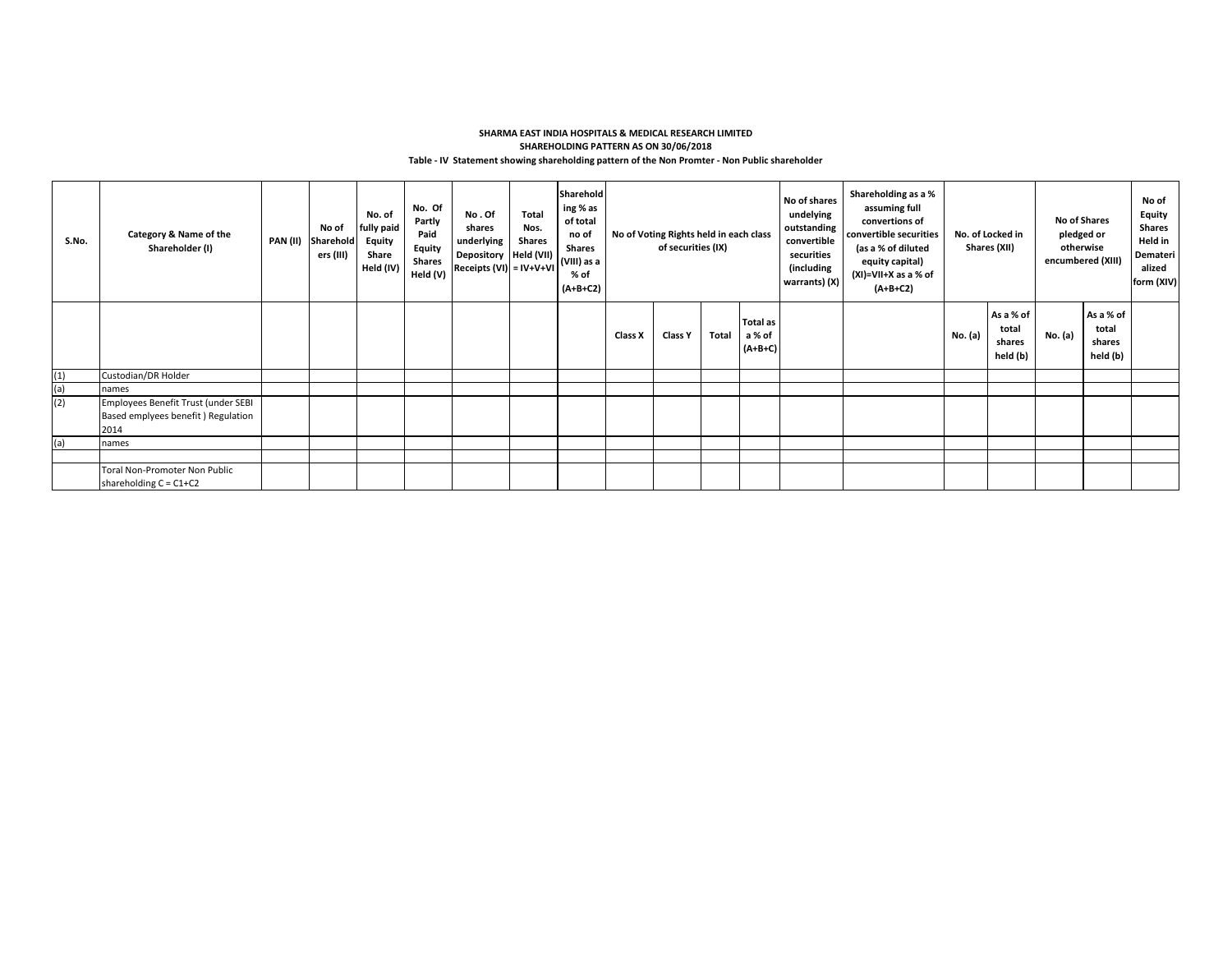**SHARMA EAST INDIA HOSPITALS & MEDICAL RESEARCH LIMITED**

**SHAREHOLDING PATTERN AS ON 30/06/2018**

**Table - IV Statement showing shareholding pattern of the Non Promter - Non Public shareholder**

| S.No. | Category & Name of the Shareholder (I) | PAN (II) | No of Shareholders (III) | No. of fully paid Equity Share Held (IV) | No. Of Partly Paid Equity Shares Held (V) | No . Of shares underlying Depository Receipts (VI) | Total Nos. Shares Held (VII) = IV+V+VI | Shareholding % as of total no of Shares (VIII) as a % of (A+B+C2) | No of Voting Rights held in each class of securities (IX) | | | | No of shares undelying outstanding convertible securities (including warrants) (X) | Shareholding as a % assuming full convertions of convertible securities (as a % of diluted equity capital) (XI)=VII+X as a % of (A+B+C2) | No. of Locked in Shares (XII) | | No of Shares pledged or otherwise encumbered (XIII) | | No of Equity Shares Held in Dematerialized form (XIV) |
|---|---|---|---|---|---|---|---|---|---|---|---|---|---|---|---|---|---|---|---|
| | | | | | | | | | Class X | Class Y | Total | Total as a % of (A+B+C) | | | No. (a) | As a % of total shares held (b) | No. (a) | As a % of total shares held (b) | |
| (1) | Custodian/DR Holder | | | | | | | | | | | | | | | | | | |
| (a) | names | | | | | | | | | | | | | | | | | | |
| (2) | Employees Benefit Trust (under SEBI Based emplyees benefit ) Regulation 2014 | | | | | | | | | | | | | | | | | | |
| (a) | names | | | | | | | | | | | | | | | | | | |
| | | | | | | | | | | | | | | | | | | | |
| | Toral Non-Promoter Non Public shareholding C = C1+C2 | | | | | | | | | | | | | | | | | | |